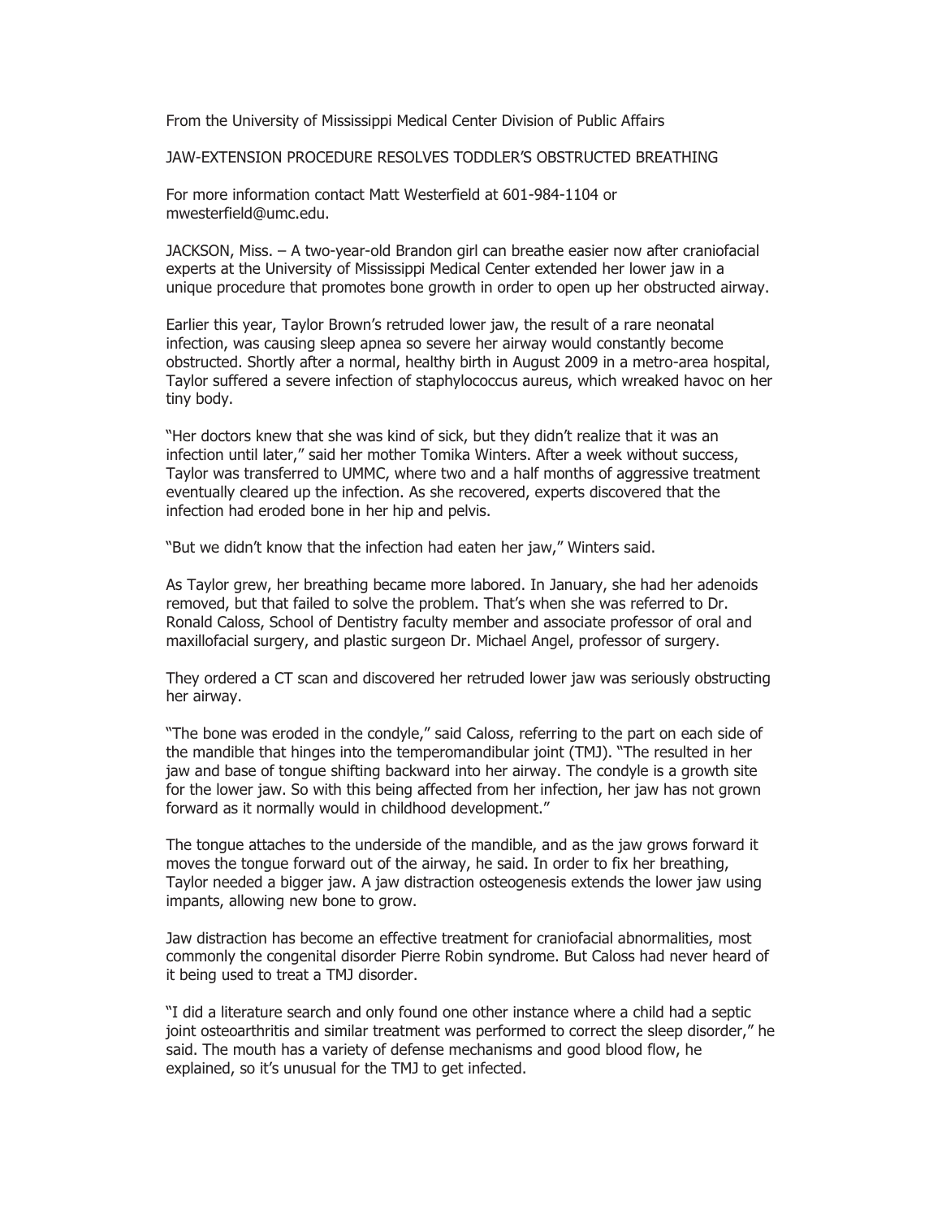From the University of Mississippi Medical Center Division of Public Affairs

# JAW-EXTENSION PROCEDURE RESOLVES TODDLER'S OBSTRUCTED BREATHING

For more information contact Matt Westerfield at 601-984-1104 or mwesterfield@umc.edu.

JACKSON, Miss. – A two-year-old Brandon girl can breathe easier now after craniofacial experts at the University of Mississippi Medical Center extended her lower jaw in a unique procedure that promotes bone growth in order to open up her obstructed airway.

Earlier this year, Taylor Brown's retruded lower jaw, the result of a rare neonatal infection, was causing sleep apnea so severe her airway would constantly become obstructed. Shortly after a normal, healthy birth in August 2009 in a metro-area hospital, Taylor suffered a severe infection of staphylococcus aureus, which wreaked havoc on her tiny body.

"Her doctors knew that she was kind of sick, but they didn't realize that it was an infection until later," said her mother Tomika Winters. After a week without success, Taylor was transferred to UMMC, where two and a half months of aggressive treatment eventually cleared up the infection. As she recovered, experts discovered that the infection had eroded bone in her hip and pelvis.

"But we didn't know that the infection had eaten her jaw," Winters said.

As Taylor grew, her breathing became more labored. In January, she had her adenoids removed, but that failed to solve the problem. That's when she was referred to Dr. Ronald Caloss, School of Dentistry faculty member and associate professor of oral and maxillofacial surgery, and plastic surgeon Dr. Michael Angel, professor of surgery.

They ordered a CT scan and discovered her retruded lower jaw was seriously obstructing her airway.

"The bone was eroded in the condyle," said Caloss, referring to the part on each side of the mandible that hinges into the temperomandibular joint (TMJ). "The resulted in her jaw and base of tongue shifting backward into her airway. The condyle is a growth site for the lower jaw. So with this being affected from her infection, her jaw has not grown forward as it normally would in childhood development."

The tongue attaches to the underside of the mandible, and as the jaw grows forward it moves the tongue forward out of the airway, he said. In order to fix her breathing, Taylor needed a bigger jaw. A jaw distraction osteogenesis extends the lower jaw using impants, allowing new bone to grow.

Jaw distraction has become an effective treatment for craniofacial abnormalities, most commonly the congenital disorder Pierre Robin syndrome. But Caloss had never heard of it being used to treat a TMJ disorder.

"I did a literature search and only found one other instance where a child had a septic joint osteoarthritis and similar treatment was performed to correct the sleep disorder," he said. The mouth has a variety of defense mechanisms and good blood flow, he explained, so it's unusual for the TMJ to get infected.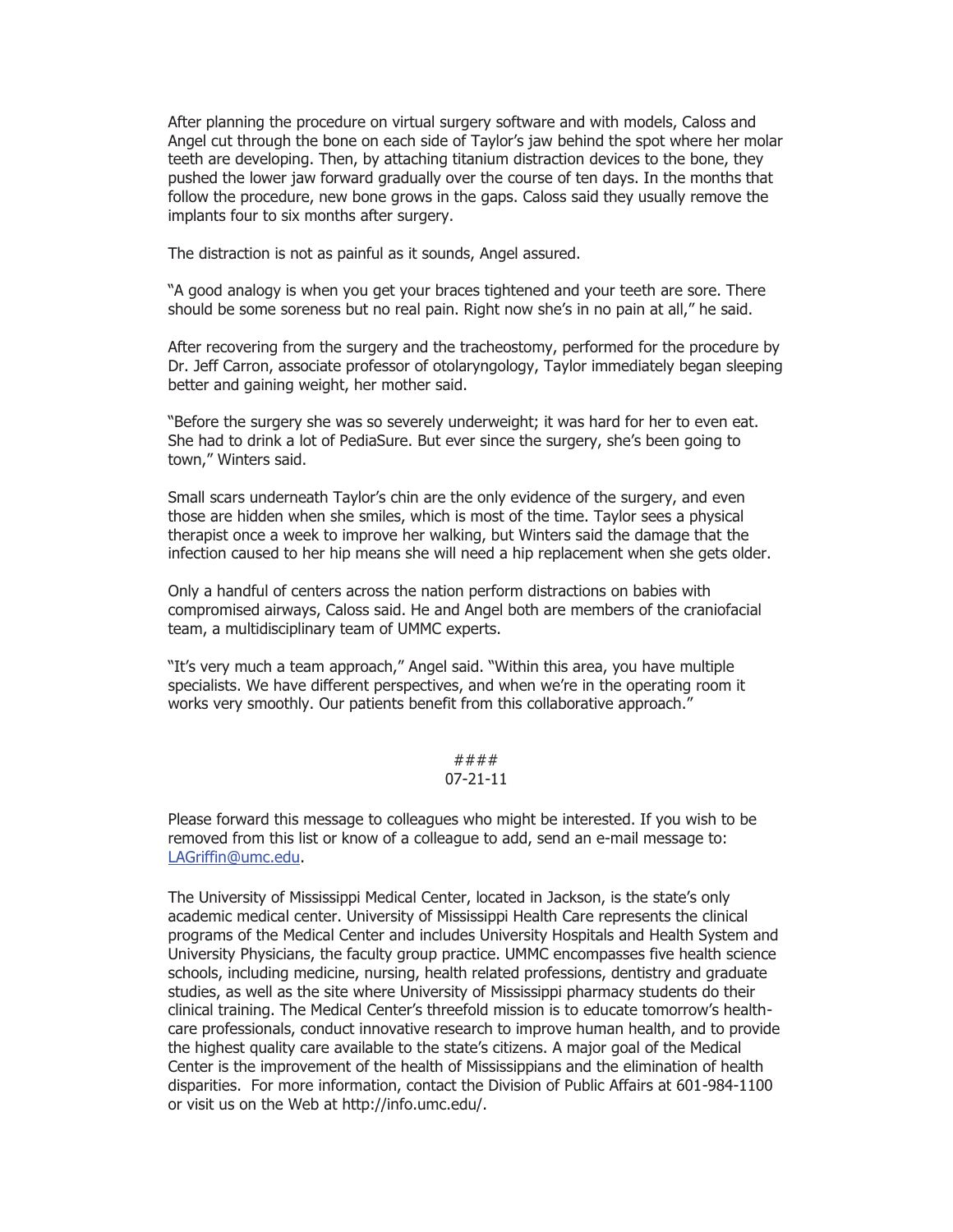After planning the procedure on virtual surgery software and with models, Caloss and Angel cut through the bone on each side of Taylor's jaw behind the spot where her molar teeth are developing. Then, by attaching titanium distraction devices to the bone, they pushed the lower jaw forward gradually over the course of ten days. In the months that follow the procedure, new bone grows in the gaps. Caloss said they usually remove the implants four to six months after surgery.

The distraction is not as painful as it sounds, Angel assured.

"A good analogy is when you get your braces tightened and your teeth are sore. There should be some soreness but no real pain. Right now she's in no pain at all," he said.

After recovering from the surgery and the tracheostomy, performed for the procedure by Dr. Jeff Carron, associate professor of otolaryngology, Taylor immediately began sleeping better and gaining weight, her mother said.

"Before the surgery she was so severely underweight; it was hard for her to even eat. She had to drink a lot of PediaSure. But ever since the surgery, she's been going to town," Winters said.

Small scars underneath Taylor's chin are the only evidence of the surgery, and even those are hidden when she smiles, which is most of the time. Taylor sees a physical therapist once a week to improve her walking, but Winters said the damage that the infection caused to her hip means she will need a hip replacement when she gets older.

Only a handful of centers across the nation perform distractions on babies with compromised airways, Caloss said. He and Angel both are members of the craniofacial team, a multidisciplinary team of UMMC experts.

"It's very much a team approach," Angel said. "Within this area, you have multiple specialists. We have different perspectives, and when we're in the operating room it works very smoothly. Our patients benefit from this collaborative approach."

####

07-21-11

Please forward this message to colleagues who might be interested. If you wish to be removed from this list or know of a colleague to add, send an e-mail message to: LAGriffin@umc.edu.

The University of Mississippi Medical Center, located in Jackson, is the state's only academic medical center. University of Mississippi Health Care represents the clinical programs of the Medical Center and includes University Hospitals and Health System and University Physicians, the faculty group practice. UMMC encompasses five health science schools, including medicine, nursing, health related professions, dentistry and graduate studies, as well as the site where University of Mississippi pharmacy students do their clinical training. The Medical Center's threefold mission is to educate tomorrow's health-care professionals, conduct innovative research to improve human health, and to provide the highest quality care available to the state's citizens. A major goal of the Medical Center is the improvement of the health of Mississippians and the elimination of health disparities. For more information, contact the Division of Public Affairs at 601-984-1100 or visit us on the Web at http://info.umc.edu/.